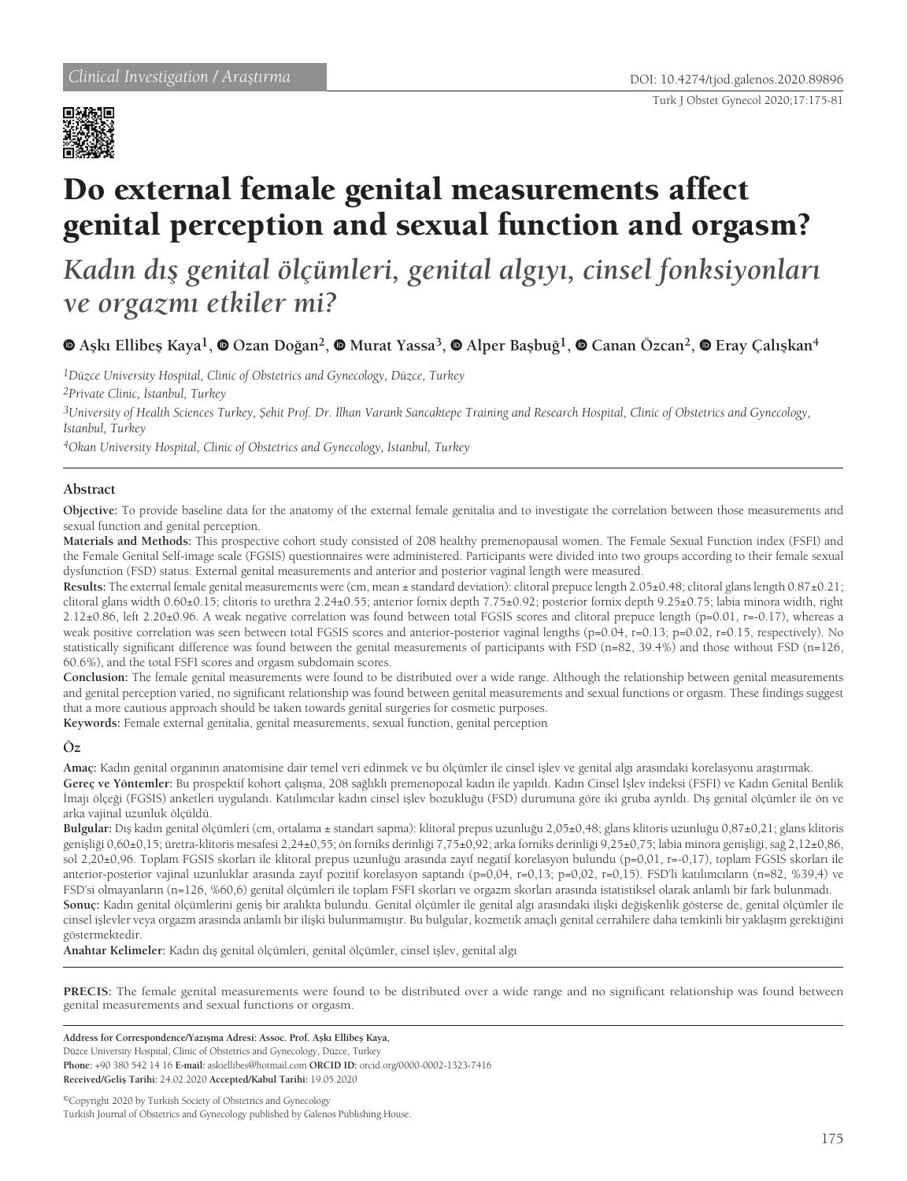Clinical Investigation / *Araştırma*

DOI: 10.4274/tjod.galenos.2020.89896

# Do external female genital measurements affect genital perception and sexual function and orgasm?

## *Kadın dış genital ölçümleri, genital algıyı, cinsel fonksiyonları ve orgazmı etkiler mi?*

**Aşkı Ellibeş Kaya[1], Ozan Doğan[2], Murat Yassa[3], Alper Başbuğ[1], Canan Özcan[2], Eray Çalışkan[4]**

*[1]Düzce University Hospital, Clinic of Obstetrics and Gynecology, Düzce, Turkey*

*[2]Private Clinic, İstanbul, Turkey*

*[3]University of Health Sciences Turkey, Şehit Prof. Dr. İlhan Varank Sancaktepe Training and Research Hospital, Clinic of Obstetrics and Gynecology, İstanbul, Turkey*

*[4]Okan University Hospital, Clinic of Obstetrics and Gynecology, İstanbul, Turkey*

### Abstract

**Objective:** To provide baseline data for the anatomy of the external female genitalia and to investigate the correlation between those measurements and sexual function and genital perception.

**Materials and Methods:** This prospective cohort study consisted of 208 healthy premenopausal women. The Female Sexual Function index (FSFI) and the Female Genital Self-image scale (FGSIS) questionnaires were administered. Participants were divided into two groups according to their female sexual dysfunction (FSD) status. External genital measurements and anterior and posterior vaginal length were measured.

**Results:** The external female genital measurements were (cm, mean ± standard deviation): clitoral prepuce length 2.05±0.48; clitoral glans length 0.87±0.21; clitoral glans width 0.60±0.15; clitoris to urethra 2.24±0.55; anterior fornix depth 7.75±0.92; posterior fornix depth 9.25±0.75; labia minora width, right 2.12±0.86, left 2.20±0.96. A weak negative correlation was found between total FGSIS scores and clitoral prepuce length (p=0.01, r=-0.17), whereas a weak positive correlation was seen between total FGSIS scores and anterior-posterior vaginal lengths (p=0.04, r=0.13; p=0.02, r=0.15, respectively). No statistically significant difference was found between the genital measurements of participants with FSD (n=82, 39.4%) and those without FSD (n=126, 60.6%), and the total FSFI scores and orgasm subdomain scores.

**Conclusion:** The female genital measurements were found to be distributed over a wide range. Although the relationship between genital measurements and genital perception varied, no significant relationship was found between genital measurements and sexual functions or orgasm. These findings suggest that a more cautious approach should be taken towards genital surgeries for cosmetic purposes.

**Keywords:** Female external genitalia, genital measurements, sexual function, genital perception

### Öz

**Amaç:** Kadın genital organının anatomisine dair temel veri edinmek ve bu ölçümler ile cinsel işlev ve genital algı arasındaki korelasyonu araştırmak.

**Gereç ve Yöntemler:** Bu prospektif kohort çalışma, 208 sağlıklı premenopozal kadın ile yapıldı. Kadın Cinsel İşlev indeksi (FSFI) ve Kadın Genital Benlik İmajı ölçeği (FGSIS) anketleri uygulandı. Katılımcılar kadın cinsel işlev bozukluğu (FSD) durumuna göre iki gruba ayrıldı. Dış genital ölçümler ile ön ve arka vajinal uzunluk ölçüldü.

**Bulgular:** Dış kadın genital ölçümleri (cm, ortalama ± standart sapma): klitoral prepus uzunluğu 2,05±0,48; glans klitoris uzunluğu 0,87±0,21; glans klitoris genişliği 0,60±0,15; üretra-klitoris mesafesi 2,24±0,55; ön forniks derinliği 7,75±0,92; arka forniks derinliği 9,25±0,75; labia minora genişliği, sağ 2,12±0,86, sol 2,20±0,96. Toplam FGSIS skorları ile klitoral prepus uzunluğu arasında zayıf negatif korelasyon bulundu (p=0,01, r=-0,17), toplam FGSIS skorları ile anterior-posterior vajinal uzunluklar arasında zayıf pozitif korelasyon saptandı (p=0,04, r=0,13; p=0,02, r=0,15). FSD'li katılımcıların (n=82, %39,4) ve FSD'si olmayanların (n=126, %60,6) genital ölçümleri ile toplam FSFI skorları ve orgazm skorları arasında istatistiksel olarak anlamlı bir fark bulunmadı.

**Sonuç:** Kadın genital ölçümlerini geniş bir aralıkta bulundu. Genital ölçümler ile genital algı arasındaki ilişki değişkenlik gösterse de, genital ölçümler ile cinsel işlevler veya orgazm arasında anlamlı bir ilişki bulunmamıştır. Bu bulgular, kozmetik amaçlı genital cerrahilere daha temkinli bir yaklaşım gerektiğini göstermektedir.

**Anahtar Kelimeler:** Kadın dış genital ölçümleri, genital ölçümler, cinsel işlev, genital algı

**PRECIS:** The female genital measurements were found to be distributed over a wide range and no significant relationship was found between genital measurements and sexual functions or orgasm.

**Address for Correspondence/Yazışma Adresi: Assoc. Prof. Aşkı Ellibeş Kaya,**
Düzce University Hospital, Clinic of Obstetrics and Gynecology, Düzce, Turkey
**Phone:** +90 380 542 14 16 **E-mail:** askiellibes@hotmail.com **ORCID ID:** orcid.org/0000-0002-1323-7416
**Received/Geliş Tarihi:** 24.02.2020 **Accepted/Kabul Tarihi:** 19.05.2020

©Copyright 2020 by Turkish Society of Obstetrics and Gynecology
Turkish Journal of Obstetrics and Gynecology published by Galenos Publishing House.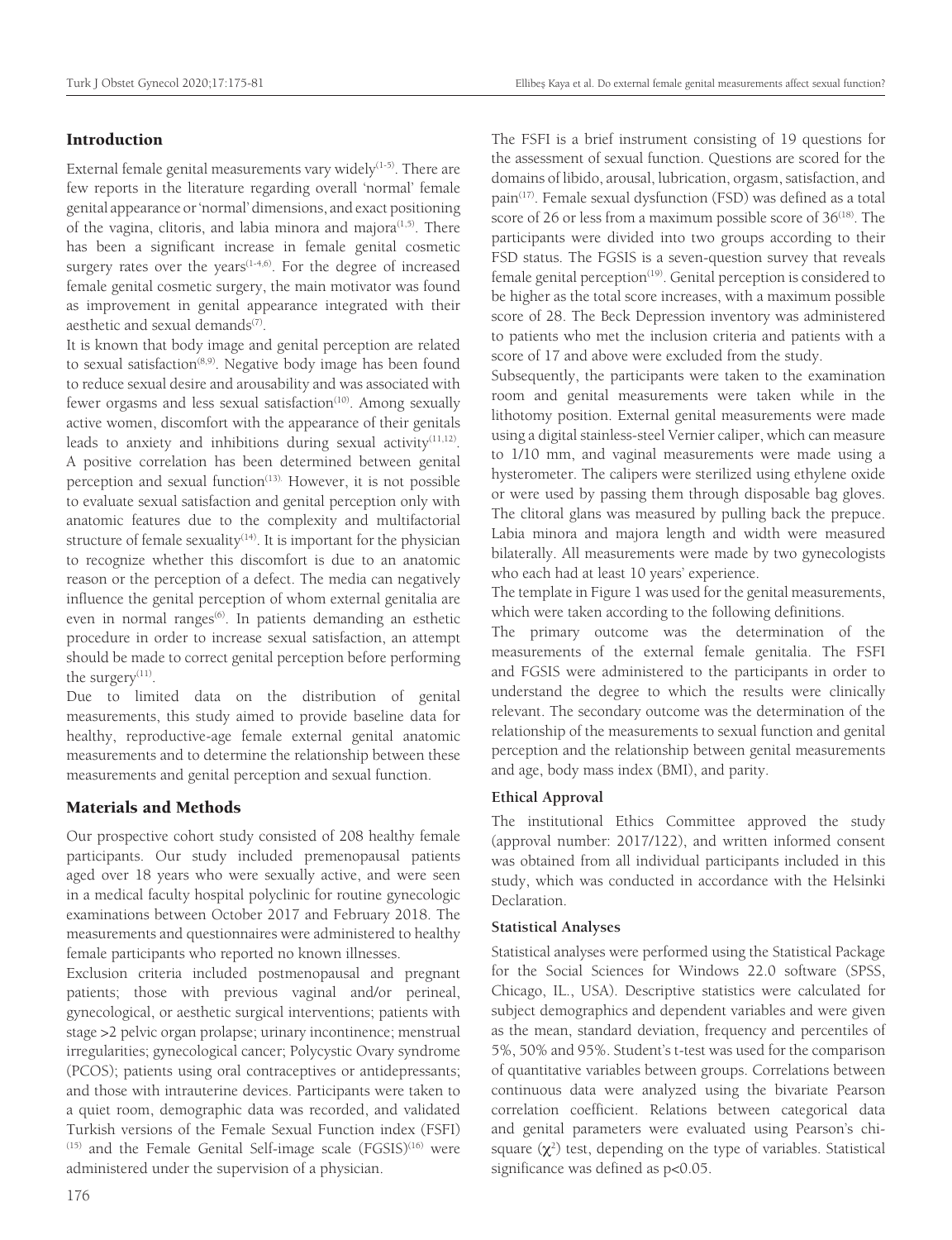## Introduction

External female genital measurements vary widely[1-5]. There are few reports in the literature regarding overall 'normal' female genital appearance or 'normal' dimensions, and exact positioning of the vagina, clitoris, and labia minora and majora[1,5]. There has been a significant increase in female genital cosmetic surgery rates over the years[1-4,6]. For the degree of increased female genital cosmetic surgery, the main motivator was found as improvement in genital appearance integrated with their aesthetic and sexual demands[7].

It is known that body image and genital perception are related to sexual satisfaction[8,9]. Negative body image has been found to reduce sexual desire and arousability and was associated with fewer orgasms and less sexual satisfaction[10]. Among sexually active women, discomfort with the appearance of their genitals leads to anxiety and inhibitions during sexual activity[11,12]. A positive correlation has been determined between genital perception and sexual function[13]. However, it is not possible to evaluate sexual satisfaction and genital perception only with anatomic features due to the complexity and multifactorial structure of female sexuality[14]. It is important for the physician to recognize whether this discomfort is due to an anatomic reason or the perception of a defect. The media can negatively influence the genital perception of whom external genitalia are even in normal ranges[6]. In patients demanding an esthetic procedure in order to increase sexual satisfaction, an attempt should be made to correct genital perception before performing the surgery[11].

Due to limited data on the distribution of genital measurements, this study aimed to provide baseline data for healthy, reproductive-age female external genital anatomic measurements and to determine the relationship between these measurements and genital perception and sexual function.

## Materials and Methods

Our prospective cohort study consisted of 208 healthy female participants. Our study included premenopausal patients aged over 18 years who were sexually active, and were seen in a medical faculty hospital polyclinic for routine gynecologic examinations between October 2017 and February 2018. The measurements and questionnaires were administered to healthy female participants who reported no known illnesses.

Exclusion criteria included postmenopausal and pregnant patients; those with previous vaginal and/or perineal, gynecological, or aesthetic surgical interventions; patients with stage >2 pelvic organ prolapse; urinary incontinence; menstrual irregularities; gynecological cancer; Polycystic Ovary syndrome (PCOS); patients using oral contraceptives or antidepressants; and those with intrauterine devices. Participants were taken to a quiet room, demographic data was recorded, and validated Turkish versions of the Female Sexual Function index (FSFI)[15] and the Female Genital Self-image scale (FGSIS)[16] were administered under the supervision of a physician.

The FSFI is a brief instrument consisting of 19 questions for the assessment of sexual function. Questions are scored for the domains of libido, arousal, lubrication, orgasm, satisfaction, and pain[17]. Female sexual dysfunction (FSD) was defined as a total score of 26 or less from a maximum possible score of 36[18]. The participants were divided into two groups according to their FSD status. The FGSIS is a seven-question survey that reveals female genital perception[19]. Genital perception is considered to be higher as the total score increases, with a maximum possible score of 28. The Beck Depression inventory was administered to patients who met the inclusion criteria and patients with a score of 17 and above were excluded from the study.

Subsequently, the participants were taken to the examination room and genital measurements were taken while in the lithotomy position. External genital measurements were made using a digital stainless-steel Vernier caliper, which can measure to 1/10 mm, and vaginal measurements were made using a hysterometer. The calipers were sterilized using ethylene oxide or were used by passing them through disposable bag gloves. The clitoral glans was measured by pulling back the prepuce. Labia minora and majora length and width were measured bilaterally. All measurements were made by two gynecologists who each had at least 10 years' experience.

The template in Figure 1 was used for the genital measurements, which were taken according to the following definitions.

The primary outcome was the determination of the measurements of the external female genitalia. The FSFI and FGSIS were administered to the participants in order to understand the degree to which the results were clinically relevant. The secondary outcome was the determination of the relationship of the measurements to sexual function and genital perception and the relationship between genital measurements and age, body mass index (BMI), and parity.

### Ethical Approval

The institutional Ethics Committee approved the study (approval number: 2017/122), and written informed consent was obtained from all individual participants included in this study, which was conducted in accordance with the Helsinki Declaration.

### Statistical Analyses

Statistical analyses were performed using the Statistical Package for the Social Sciences for Windows 22.0 software (SPSS, Chicago, IL., USA). Descriptive statistics were calculated for subject demographics and dependent variables and were given as the mean, standard deviation, frequency and percentiles of 5%, 50% and 95%. Student's t-test was used for the comparison of quantitative variables between groups. Correlations between continuous data were analyzed using the bivariate Pearson correlation coefficient. Relations between categorical data and genital parameters were evaluated using Pearson's chi-square ($\chi^2$) test, depending on the type of variables. Statistical significance was defined as $p<0.05$.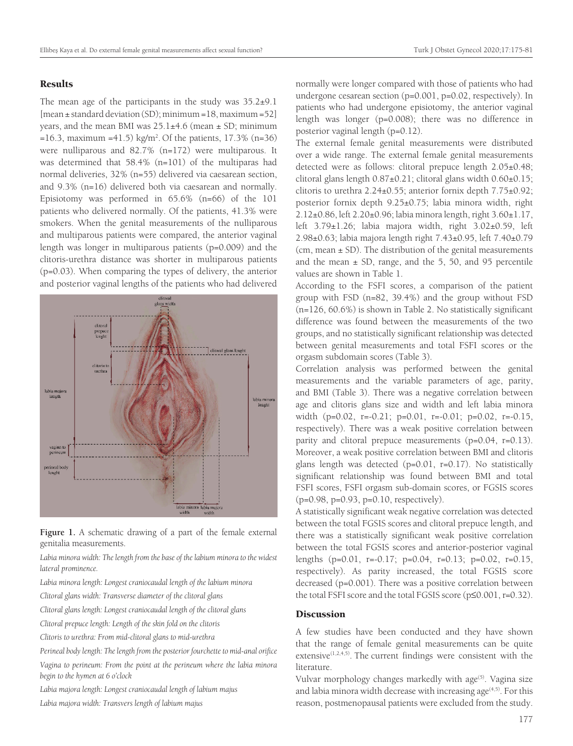## Results

The mean age of the participants in the study was 35.2±9.1 [mean ± standard deviation (SD); minimum =18, maximum =52] years, and the mean BMI was 25.1±4.6 (mean ± SD; minimum =16.3, maximum =41.5) kg/m$^2$. Of the patients, 17.3% (n=36) were nulliparous and 82.7% (n=172) were multiparous. It was determined that 58.4% (n=101) of the multiparas had normal deliveries, 32% (n=55) delivered via caesarean section, and 9.3% (n=16) delivered both via caesarean and normally. Episiotomy was performed in 65.6% (n=66) of the 101 patients who delivered normally. Of the patients, 41.3% were smokers. When the genital measurements of the nulliparous and multiparous patients were compared, the anterior vaginal length was longer in multiparous patients (p=0.009) and the clitoris-urethra distance was shorter in multiparous patients (p=0.03). When comparing the types of delivery, the anterior and posterior vaginal lengths of the patients who had delivered normally were longer compared with those of patients who had undergone cesarean section (p=0.001, p=0.02, respectively). In patients who had undergone episiotomy, the anterior vaginal length was longer (p=0.008); there was no difference in posterior vaginal length (p=0.12).

**Figure 1.** A schematic drawing of a part of the female external genitalia measurements.

*Labia minora width: The length from the base of the labium minora to the widest lateral prominence.*

*Labia minora length: Longest craniocaudal length of the labium minora*

*Clitoral glans width: Transverse diameter of the clitoral glans*

*Clitoral glans length: Longest craniocaudal length of the clitoral glans*

*Clitoral prepuce length: Length of the skin fold on the clitoris*

*Clitoris to urethra: From mid-clitoral glans to mid-urethra*

*Perineal body length: The length from the posterior fourchette to mid-anal orifice*

*Vagina to perineum: From the point at the perineum where the labia minora begin to the hymen at 6 o'clock*

*Labia majora length: Longest craniocaudal length of labium majus*

*Labia majora width: Transvers length of labium majus*

The external female genital measurements were distributed over a wide range. The external female genital measurements detected were as follows: clitoral prepuce length 2.05±0.48; clitoral glans length 0.87±0.21; clitoral glans width 0.60±0.15; clitoris to urethra 2.24±0.55; anterior fornix depth 7.75±0.92; posterior fornix depth 9.25±0.75; labia minora width, right 2.12±0.86, left 2.20±0.96; labia minora length, right 3.60±1.17, left 3.79±1.26; labia majora width, right 3.02±0.59, left 2.98±0.63; labia majora length right 7.43±0.95, left 7.40±0.79 (cm, mean ± SD). The distribution of the genital measurements and the mean ± SD, range, and the 5, 50, and 95 percentile values are shown in Table 1.

According to the FSFI scores, a comparison of the patient group with FSD (n=82, 39.4%) and the group without FSD (n=126, 60.6%) is shown in Table 2. No statistically significant difference was found between the measurements of the two groups, and no statistically significant relationship was detected between genital measurements and total FSFI scores or the orgasm subdomain scores (Table 3).

Correlation analysis was performed between the genital measurements and the variable parameters of age, parity, and BMI (Table 3). There was a negative correlation between age and clitoris glans size and width and left labia minora width (p=0.02, r=-0.21; p=0.01, r=-0.01; p=0.02, r=-0.15, respectively). There was a weak positive correlation between parity and clitoral prepuce measurements (p=0.04, r=0.13). Moreover, a weak positive correlation between BMI and clitoris glans length was detected (p=0.01, r=0.17). No statistically significant relationship was found between BMI and total FSFI scores, FSFI orgasm sub-domain scores, or FGSIS scores (p=0.98, p=0.93, p=0.10, respectively).

A statistically significant weak negative correlation was detected between the total FGSIS scores and clitoral prepuce length, and there was a statistically significant weak positive correlation between the total FGSIS scores and anterior-posterior vaginal lengths (p=0.01, r=-0.17; p=0.04, r=0.13; p=0.02, r=0.15, respectively). As parity increased, the total FGSIS score decreased (p=0.001). There was a positive correlation between the total FSFI score and the total FGSIS score (p≤0.001, r=0.32).

## Discussion

A few studies have been conducted and they have shown that the range of female genital measurements can be quite extensive[1,2,4,5]. The current findings were consistent with the literature.

Vulvar morphology changes markedly with age[5]. Vagina size and labia minora width decrease with increasing age[4,5]. For this reason, postmenopausal patients were excluded from the study.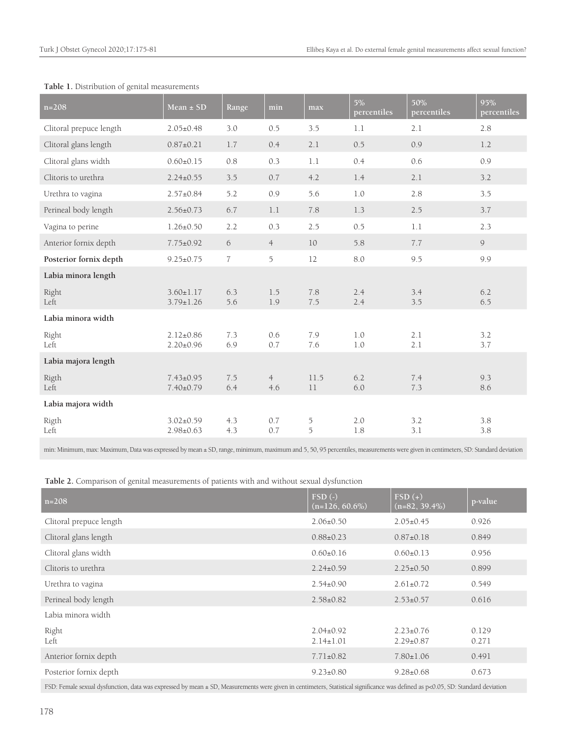**Table 1.** Distribution of genital measurements

| n=208 | Mean ± SD | Range | min | max | 5% percentiles | 50% percentiles | 95% percentiles |
|---|---|---|---|---|---|---|---|
| Clitoral prepuce length | 2.05±0.48 | 3.0 | 0.5 | 3.5 | 1.1 | 2.1 | 2.8 |
| Clitoral glans length | 0.87±0.21 | 1.7 | 0.4 | 2.1 | 0.5 | 0.9 | 1.2 |
| Clitoral glans width | 0.60±0.15 | 0.8 | 0.3 | 1.1 | 0.4 | 0.6 | 0.9 |
| Clitoris to urethra | 2.24±0.55 | 3.5 | 0.7 | 4.2 | 1.4 | 2.1 | 3.2 |
| Urethra to vagina | 2.57±0.84 | 5.2 | 0.9 | 5.6 | 1.0 | 2.8 | 3.5 |
| Perineal body length | 2.56±0.73 | 6.7 | 1.1 | 7.8 | 1.3 | 2.5 | 3.7 |
| Vagina to perine | 1.26±0.50 | 2.2 | 0.3 | 2.5 | 0.5 | 1.1 | 2.3 |
| Anterior fornix depth | 7.75±0.92 | 6 | 4 | 10 | 5.8 | 7.7 | 9 |
| **Posterior fornix depth** | 9.25±0.75 | 7 | 5 | 12 | 8.0 | 9.5 | 9.9 |
| **Labia minora length** | | | | | | | |
| Right | 3.60±1.17 | 6.3 | 1.5 | 7.8 | 2.4 | 3.4 | 6.2 |
| Left | 3.79±1.26 | 5.6 | 1.9 | 7.5 | 2.4 | 3.5 | 6.5 |
| **Labia minora width** | | | | | | | |
| Right | 2.12±0.86 | 7.3 | 0.6 | 7.9 | 1.0 | 2.1 | 3.2 |
| Left | 2.20±0.96 | 6.9 | 0.7 | 7.6 | 1.0 | 2.1 | 3.7 |
| **Labia majora length** | | | | | | | |
| Rigth | 7.43±0.95 | 7.5 | 4 | 11.5 | 6.2 | 7.4 | 9.3 |
| Left | 7.40±0.79 | 6.4 | 4.6 | 11 | 6.0 | 7.3 | 8.6 |
| **Labia majora width** | | | | | | | |
| Rigth | 3.02±0.59 | 4.3 | 0.7 | 5 | 2.0 | 3.2 | 3.8 |
| Left | 2.98±0.63 | 4.3 | 0.7 | 5 | 1.8 | 3.1 | 3.8 |

min: Minimum, max: Maximum, Data was expressed by mean ± SD, range, minimum, maximum and 5, 50, 95 percentiles, measurements were given in centimeters, SD: Standard deviation

**Table 2.** Comparison of genital measurements of patients with and without sexual dysfunction

| n=208 | FSD (-) (n=126, 60.6%) | FSD (+) (n=82, 39.4%) | p-value |
|---|---|---|---|
| Clitoral prepuce length | 2.06±0.50 | 2.05±0.45 | 0.926 |
| Clitoral glans length | 0.88±0.23 | 0.87±0.18 | 0.849 |
| Clitoral glans width | 0.60±0.16 | 0.60±0.13 | 0.956 |
| Clitoris to urethra | 2.24±0.59 | 2.25±0.50 | 0.899 |
| Urethra to vagina | 2.54±0.90 | 2.61±0.72 | 0.549 |
| Perineal body length | 2.58±0.82 | 2.53±0.57 | 0.616 |
| Labia minora width | | | |
| Right | 2.04±0.92 | 2.23±0.76 | 0.129 |
| Left | 2.14±1.01 | 2.29±0.87 | 0.271 |
| Anterior fornix depth | 7.71±0.82 | 7.80±1.06 | 0.491 |
| Posterior fornix depth | 9.23±0.80 | 9.28±0.68 | 0.673 |

FSD: Female sexual dysfunction, data was expressed by mean ± SD, Measurements were given in centimeters, Statistical significance was defined as $p<0.05$, SD: Standard deviation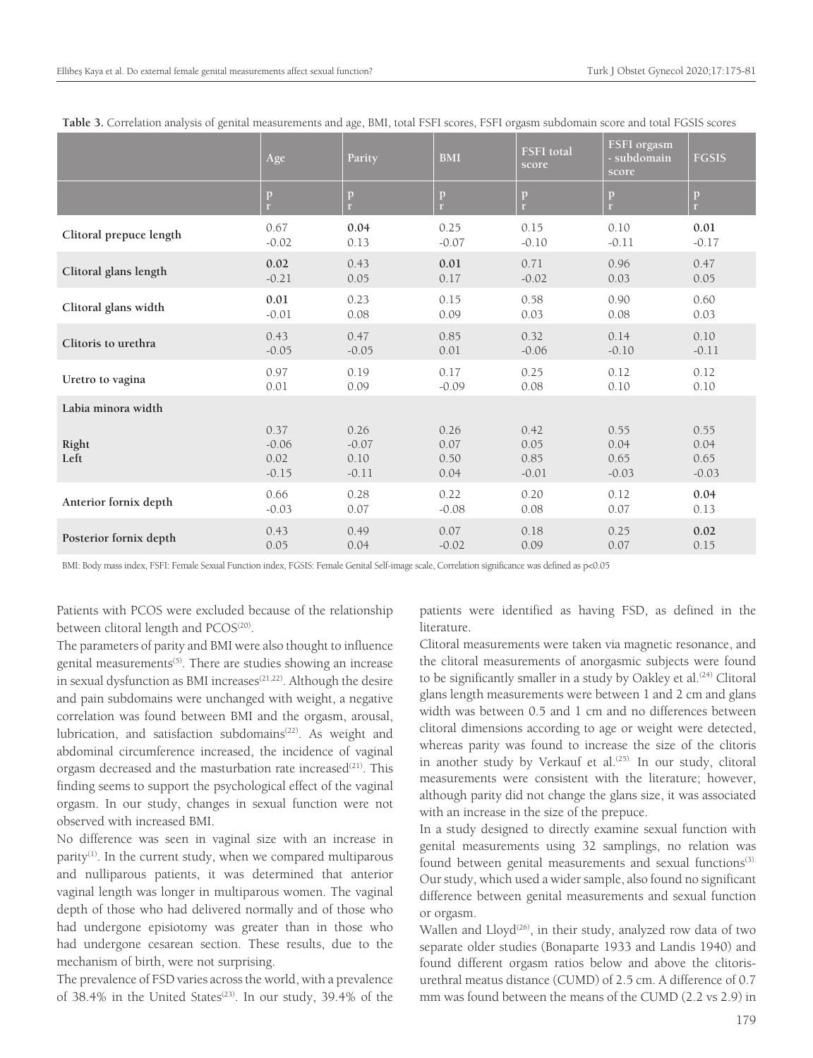**Table 3.** Correlation analysis of genital measurements and age, BMI, total FSFI scores, FSFI orgasm subdomain score and total FGSIS scores

| | Age | Parity | BMI | FSFI total score | FSFI orgasm - subdomain score | FGSIS |
|---|---|---|---|---|---|---|
| | p<br>r | p<br>r | p<br>r | p<br>r | p<br>r | p<br>r |
| **Clitoral prepuce length** | 0.67<br>-0.02 | **0.04**<br>0.13 | 0.25<br>-0.07 | 0.15<br>-0.10 | 0.10<br>-0.11 | **0.01**<br>-0.17 |
| **Clitoral glans length** | **0.02**<br>-0.21 | 0.43<br>0.05 | **0.01**<br>0.17 | 0.71<br>-0.02 | 0.96<br>0.03 | 0.47<br>0.05 |
| **Clitoral glans width** | **0.01**<br>-0.01 | 0.23<br>0.08 | 0.15<br>0.09 | 0.58<br>0.03 | 0.90<br>0.08 | 0.60<br>0.03 |
| **Clitoris to urethra** | 0.43<br>-0.05 | 0.47<br>-0.05 | 0.85<br>0.01 | 0.32<br>-0.06 | 0.14<br>-0.10 | 0.10<br>-0.11 |
| **Uretro to vagina** | 0.97<br>0.01 | 0.19<br>0.09 | 0.17<br>-0.09 | 0.25<br>0.08 | 0.12<br>0.10 | 0.12<br>0.10 |
| **Labia minora width** | | | | | | |
| **Right**<br>**Left** | 0.37<br>-0.06<br>0.02<br>-0.15 | 0.26<br>-0.07<br>0.10<br>-0.11 | 0.26<br>0.07<br>0.50<br>0.04 | 0.42<br>0.05<br>0.85<br>-0.01 | 0.55<br>0.04<br>0.65<br>-0.03 | 0.55<br>0.04<br>0.65<br>-0.03 |
| **Anterior fornix depth** | 0.66<br>-0.03 | 0.28<br>0.07 | 0.22<br>-0.08 | 0.20<br>0.08 | 0.12<br>0.07 | **0.04**<br>0.13 |
| **Posterior fornix depth** | 0.43<br>0.05 | 0.49<br>0.04 | 0.07<br>-0.02 | 0.18<br>0.09 | 0.25<br>0.07 | **0.02**<br>0.15 |

BMI: Body mass index, FSFI: Female Sexual Function index, FGSIS: Female Genital Self-image scale, Correlation significance was defined as $p<0.05$

Patients with PCOS were excluded because of the relationship between clitoral length and PCOS[20].

The parameters of parity and BMI were also thought to influence genital measurements[5]. There are studies showing an increase in sexual dysfunction as BMI increases[21,22]. Although the desire and pain subdomains were unchanged with weight, a negative correlation was found between BMI and the orgasm, arousal, lubrication, and satisfaction subdomains[22]. As weight and abdominal circumference increased, the incidence of vaginal orgasm decreased and the masturbation rate increased[21]. This finding seems to support the psychological effect of the vaginal orgasm. In our study, changes in sexual function were not observed with increased BMI.

No difference was seen in vaginal size with an increase in parity[1]. In the current study, when we compared multiparous and nulliparous patients, it was determined that anterior vaginal length was longer in multiparous women. The vaginal depth of those who had delivered normally and of those who had undergone episiotomy was greater than in those who had undergone cesarean section. These results, due to the mechanism of birth, were not surprising.

The prevalence of FSD varies across the world, with a prevalence of 38.4% in the United States[23]. In our study, 39.4% of the patients were identified as having FSD, as defined in the literature.

Clitoral measurements were taken via magnetic resonance, and the clitoral measurements of anorgasmic subjects were found to be significantly smaller in a study by Oakley et al.[24] Clitoral glans length measurements were between 1 and 2 cm and glans width was between 0.5 and 1 cm and no differences between clitoral dimensions according to age or weight were detected, whereas parity was found to increase the size of the clitoris in another study by Verkauf et al.[25] In our study, clitoral measurements were consistent with the literature; however, although parity did not change the glans size, it was associated with an increase in the size of the prepuce.

In a study designed to directly examine sexual function with genital measurements using 32 samplings, no relation was found between genital measurements and sexual functions[3]. Our study, which used a wider sample, also found no significant difference between genital measurements and sexual function or orgasm.

Wallen and Lloyd[26], in their study, analyzed row data of two separate older studies (Bonaparte 1933 and Landis 1940) and found different orgasm ratios below and above the clitoris-urethral meatus distance (CUMD) of 2.5 cm. A difference of 0.7 mm was found between the means of the CUMD (2.2 vs 2.9) in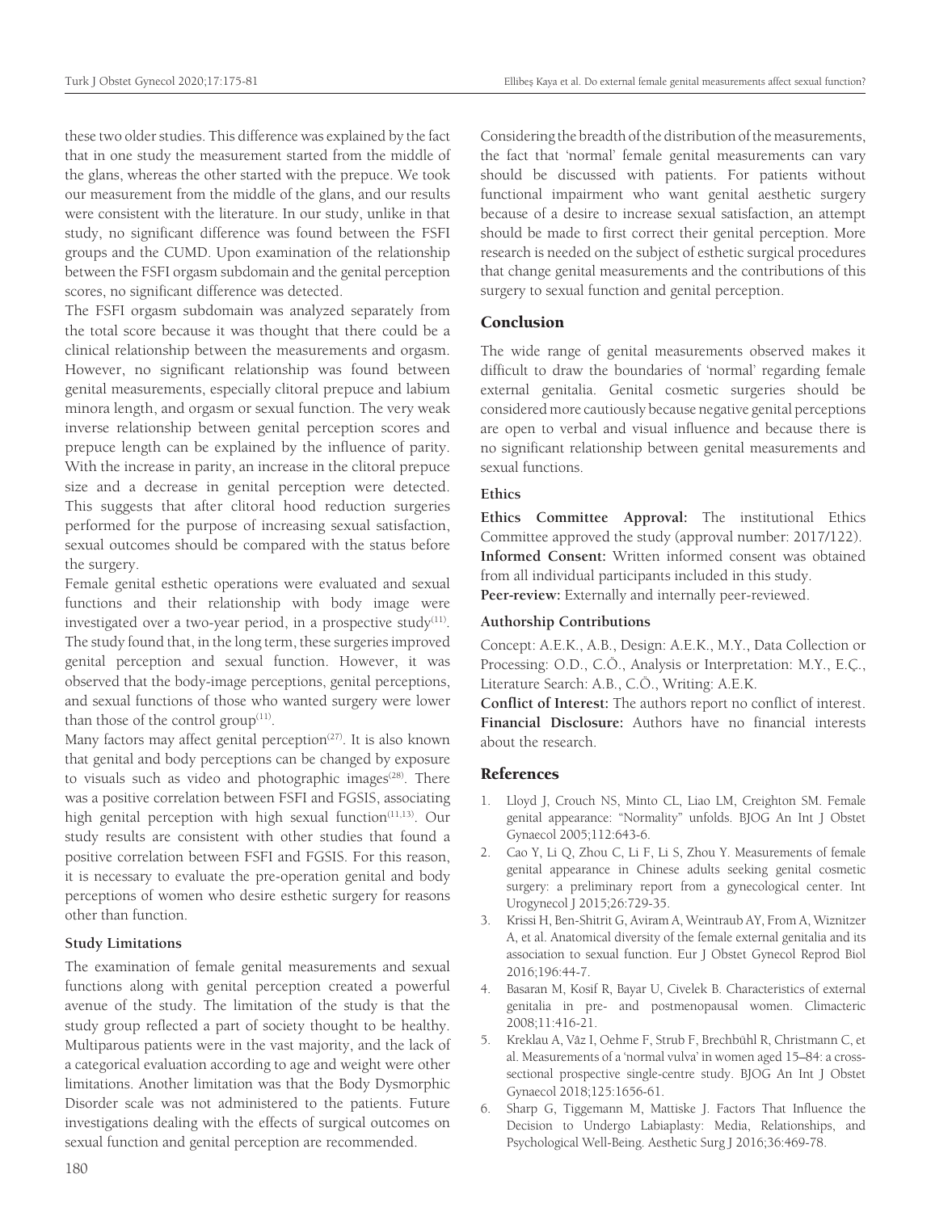these two older studies. This difference was explained by the fact that in one study the measurement started from the middle of the glans, whereas the other started with the prepuce. We took our measurement from the middle of the glans, and our results were consistent with the literature. In our study, unlike in that study, no significant difference was found between the FSFI groups and the CUMD. Upon examination of the relationship between the FSFI orgasm subdomain and the genital perception scores, no significant difference was detected.

The FSFI orgasm subdomain was analyzed separately from the total score because it was thought that there could be a clinical relationship between the measurements and orgasm. However, no significant relationship was found between genital measurements, especially clitoral prepuce and labium minora length, and orgasm or sexual function. The very weak inverse relationship between genital perception scores and prepuce length can be explained by the influence of parity. With the increase in parity, an increase in the clitoral prepuce size and a decrease in genital perception were detected. This suggests that after clitoral hood reduction surgeries performed for the purpose of increasing sexual satisfaction, sexual outcomes should be compared with the status before the surgery.

Female genital esthetic operations were evaluated and sexual functions and their relationship with body image were investigated over a two-year period, in a prospective study[11]. The study found that, in the long term, these surgeries improved genital perception and sexual function. However, it was observed that the body-image perceptions, genital perceptions, and sexual functions of those who wanted surgery were lower than those of the control group[11].

Many factors may affect genital perception[27]. It is also known that genital and body perceptions can be changed by exposure to visuals such as video and photographic images[28]. There was a positive correlation between FSFI and FGSIS, associating high genital perception with high sexual function[11,13]. Our study results are consistent with other studies that found a positive correlation between FSFI and FGSIS. For this reason, it is necessary to evaluate the pre-operation genital and body perceptions of women who desire esthetic surgery for reasons other than function.

### Study Limitations

The examination of female genital measurements and sexual functions along with genital perception created a powerful avenue of the study. The limitation of the study is that the study group reflected a part of society thought to be healthy. Multiparous patients were in the vast majority, and the lack of a categorical evaluation according to age and weight were other limitations. Another limitation was that the Body Dysmorphic Disorder scale was not administered to the patients. Future investigations dealing with the effects of surgical outcomes on sexual function and genital perception are recommended.

Considering the breadth of the distribution of the measurements, the fact that 'normal' female genital measurements can vary should be discussed with patients. For patients without functional impairment who want genital aesthetic surgery because of a desire to increase sexual satisfaction, an attempt should be made to first correct their genital perception. More research is needed on the subject of esthetic surgical procedures that change genital measurements and the contributions of this surgery to sexual function and genital perception.

## Conclusion

The wide range of genital measurements observed makes it difficult to draw the boundaries of 'normal' regarding female external genitalia. Genital cosmetic surgeries should be considered more cautiously because negative genital perceptions are open to verbal and visual influence and because there is no significant relationship between genital measurements and sexual functions.

### Ethics

**Ethics Committee Approval:** The institutional Ethics Committee approved the study (approval number: 2017/122).

**Informed Consent:** Written informed consent was obtained from all individual participants included in this study.

**Peer-review:** Externally and internally peer-reviewed.

### Authorship Contributions

Concept: A.E.K., A.B., Design: A.E.K., M.Y., Data Collection or Processing: O.D., C.Ö., Analysis or Interpretation: M.Y., E.Ç., Literature Search: A.B., C.Ö., Writing: A.E.K.

**Conflict of Interest:** The authors report no conflict of interest.

**Financial Disclosure:** Authors have no financial interests about the research.

## References

1. Lloyd J, Crouch NS, Minto CL, Liao LM, Creighton SM. Female genital appearance: "Normality" unfolds. BJOG An Int J Obstet Gynaecol 2005;112:643-6.
2. Cao Y, Li Q, Zhou C, Li F, Li S, Zhou Y. Measurements of female genital appearance in Chinese adults seeking genital cosmetic surgery: a preliminary report from a gynecological center. Int Urogynecol J 2015;26:729-35.
3. Krissi H, Ben-Shitrit G, Aviram A, Weintraub AY, From A, Wiznitzer A, et al. Anatomical diversity of the female external genitalia and its association to sexual function. Eur J Obstet Gynecol Reprod Biol 2016;196:44-7.
4. Basaran M, Kosif R, Bayar U, Civelek B. Characteristics of external genitalia in pre- and postmenopausal women. Climacteric 2008;11:416-21.
5. Kreklau A, Vâz I, Oehme F, Strub F, Brechbühl R, Christmann C, et al. Measurements of a 'normal vulva' in women aged 15–84: a cross-sectional prospective single-centre study. BJOG An Int J Obstet Gynaecol 2018;125:1656-61.
6. Sharp G, Tiggemann M, Mattiske J. Factors That Influence the Decision to Undergo Labiaplasty: Media, Relationships, and Psychological Well-Being. Aesthetic Surg J 2016;36:469-78.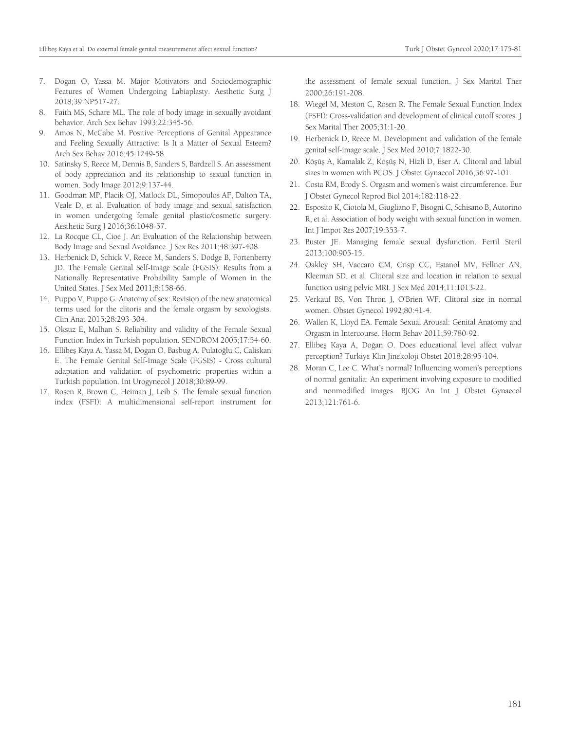7. Dogan O, Yassa M. Major Motivators and Sociodemographic Features of Women Undergoing Labiaplasty. Aesthetic Surg J 2018;39:NP517-27.
8. Faith MS, Schare ML. The role of body image in sexually avoidant behavior. Arch Sex Behav 1993;22:345-56.
9. Amos N, McCabe M. Positive Perceptions of Genital Appearance and Feeling Sexually Attractive: Is It a Matter of Sexual Esteem? Arch Sex Behav 2016;45:1249-58.
10. Satinsky S, Reece M, Dennis B, Sanders S, Bardzell S. An assessment of body appreciation and its relationship to sexual function in women. Body Image 2012;9:137-44.
11. Goodman MP, Placik OJ, Matlock DL, Simopoulos AF, Dalton TA, Veale D, et al. Evaluation of body image and sexual satisfaction in women undergoing female genital plastic/cosmetic surgery. Aesthetic Surg J 2016;36:1048-57.
12. La Rocque CL, Cioe J. An Evaluation of the Relationship between Body Image and Sexual Avoidance. J Sex Res 2011;48:397-408.
13. Herbenick D, Schick V, Reece M, Sanders S, Dodge B, Fortenberry JD. The Female Genital Self-Image Scale (FGSIS): Results from a Nationally Representative Probability Sample of Women in the United States. J Sex Med 2011;8:158-66.
14. Puppo V, Puppo G. Anatomy of sex: Revision of the new anatomical terms used for the clitoris and the female orgasm by sexologists. Clin Anat 2015;28:293-304.
15. Oksuz E, Malhan S. Reliability and validity of the Female Sexual Function Index in Turkish population. SENDROM 2005;17:54-60.
16. Ellibeş Kaya A, Yassa M, Dogan O, Basbug A, Pulatoğlu C, Caliskan E. The Female Genital Self-Image Scale (FGSIS) - Cross cultural adaptation and validation of psychometric properties within a Turkish population. Int Urogynecol J 2018;30:89-99.
17. Rosen R, Brown C, Heiman J, Leib S. The female sexual function index (FSFI): A multidimensional self-report instrument for the assessment of female sexual function. J Sex Marital Ther 2000;26:191-208.
18. Wiegel M, Meston C, Rosen R. The Female Sexual Function Index (FSFI): Cross-validation and development of clinical cutoff scores. J Sex Marital Ther 2005;31:1-20.
19. Herbenick D, Reece M. Development and validation of the female genital self-image scale. J Sex Med 2010;7:1822-30.
20. Köşüş A, Kamalak Z, Köşüş N, Hizli D, Eser A. Clitoral and labial sizes in women with PCOS. J Obstet Gynaecol 2016;36:97-101.
21. Costa RM, Brody S. Orgasm and women's waist circumference. Eur J Obstet Gynecol Reprod Biol 2014;182:118-22.
22. Esposito K, Ciotola M, Giugliano F, Bisogni C, Schisano B, Autorino R, et al. Association of body weight with sexual function in women. Int J Impot Res 2007;19:353-7.
23. Buster JE. Managing female sexual dysfunction. Fertil Steril 2013;100:905-15.
24. Oakley SH, Vaccaro CM, Crisp CC, Estanol MV, Fellner AN, Kleeman SD, et al. Clitoral size and location in relation to sexual function using pelvic MRI. J Sex Med 2014;11:1013-22.
25. Verkauf BS, Von Thron J, O'Brien WF. Clitoral size in normal women. Obstet Gynecol 1992;80:41-4.
26. Wallen K, Lloyd EA. Female Sexual Arousal: Genital Anatomy and Orgasm in Intercourse. Horm Behav 2011;59:780-92.
27. Ellibeş Kaya A, Doğan O. Does educational level affect vulvar perception? Turkiye Klin Jinekoloji Obstet 2018;28:95-104.
28. Moran C, Lee C. What's normal? Influencing women's perceptions of normal genitalia: An experiment involving exposure to modified and nonmodified images. BJOG An Int J Obstet Gynaecol 2013;121:761-6.